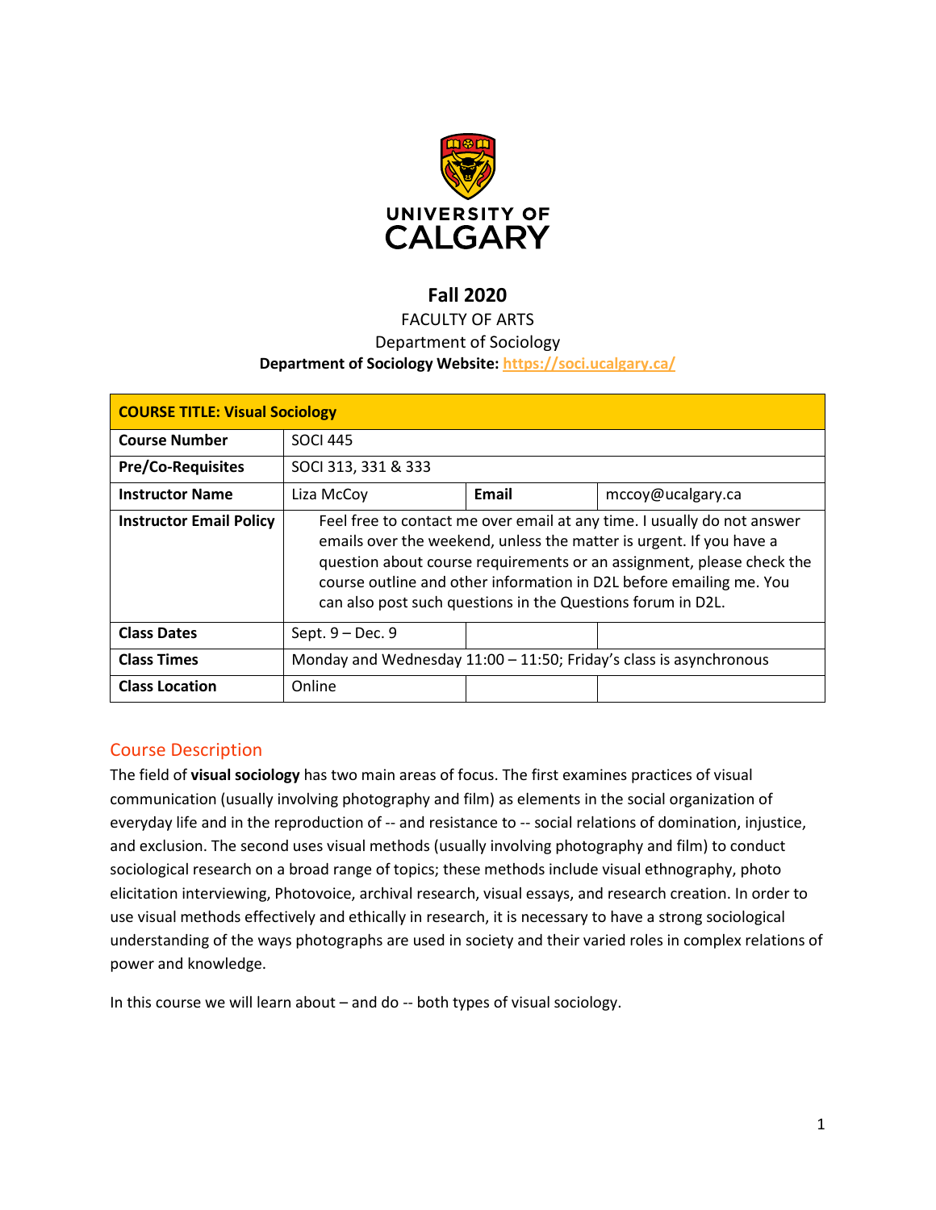# Fall 2020

FACULTY OF ARTS

Department of Sociology

**Department of Sociology Website: https://soci.ucalgary.ca/**

| **COURSE TITLE: Visual Sociology** | | | |
|---|---|---|---|
| **Course Number** | SOCI 445 | | |
| **Pre/Co-Requisites** | SOCI 313, 331 & 333 | | |
| **Instructor Name** | Liza McCoy | **Email** | mccoy@ucalgary.ca |
| **Instructor Email Policy** | Feel free to contact me over email at any time. I usually do not answer emails over the weekend, unless the matter is urgent. If you have a question about course requirements or an assignment, please check the course outline and other information in D2L before emailing me. You can also post such questions in the Questions forum in D2L. | | |
| **Class Dates** | Sept. 9 – Dec. 9 | | |
| **Class Times** | Monday and Wednesday 11:00 – 11:50; Friday's class is asynchronous | | |
| **Class Location** | Online | | |

## Course Description

The field of **visual sociology** has two main areas of focus. The first examines practices of visual communication (usually involving photography and film) as elements in the social organization of everyday life and in the reproduction of -- and resistance to -- social relations of domination, injustice, and exclusion. The second uses visual methods (usually involving photography and film) to conduct sociological research on a broad range of topics; these methods include visual ethnography, photo elicitation interviewing, Photovoice, archival research, visual essays, and research creation. In order to use visual methods effectively and ethically in research, it is necessary to have a strong sociological understanding of the ways photographs are used in society and their varied roles in complex relations of power and knowledge.

In this course we will learn about – and do -- both types of visual sociology.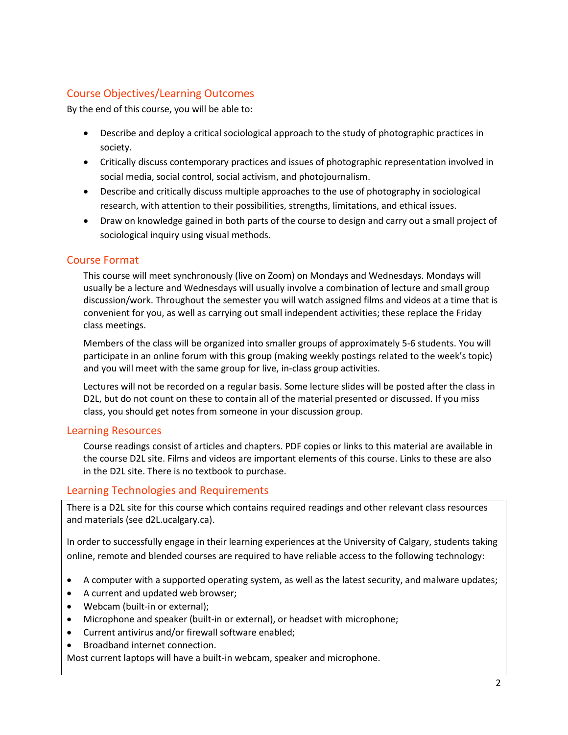## Course Objectives/Learning Outcomes

By the end of this course, you will be able to:

- Describe and deploy a critical sociological approach to the study of photographic practices in society.
- Critically discuss contemporary practices and issues of photographic representation involved in social media, social control, social activism, and photojournalism.
- Describe and critically discuss multiple approaches to the use of photography in sociological research, with attention to their possibilities, strengths, limitations, and ethical issues.
- Draw on knowledge gained in both parts of the course to design and carry out a small project of sociological inquiry using visual methods.

## Course Format

This course will meet synchronously (live on Zoom) on Mondays and Wednesdays. Mondays will usually be a lecture and Wednesdays will usually involve a combination of lecture and small group discussion/work. Throughout the semester you will watch assigned films and videos at a time that is convenient for you, as well as carrying out small independent activities; these replace the Friday class meetings.

Members of the class will be organized into smaller groups of approximately 5-6 students. You will participate in an online forum with this group (making weekly postings related to the week's topic) and you will meet with the same group for live, in-class group activities.

Lectures will not be recorded on a regular basis. Some lecture slides will be posted after the class in D2L, but do not count on these to contain all of the material presented or discussed. If you miss class, you should get notes from someone in your discussion group.

## Learning Resources

Course readings consist of articles and chapters. PDF copies or links to this material are available in the course D2L site. Films and videos are important elements of this course. Links to these are also in the D2L site. There is no textbook to purchase.

## Learning Technologies and Requirements

There is a D2L site for this course which contains required readings and other relevant class resources and materials (see d2L.ucalgary.ca).

In order to successfully engage in their learning experiences at the University of Calgary, students taking online, remote and blended courses are required to have reliable access to the following technology:

- A computer with a supported operating system, as well as the latest security, and malware updates;
- A current and updated web browser;
- Webcam (built-in or external);
- Microphone and speaker (built-in or external), or headset with microphone;
- Current antivirus and/or firewall software enabled;
- Broadband internet connection.

Most current laptops will have a built-in webcam, speaker and microphone.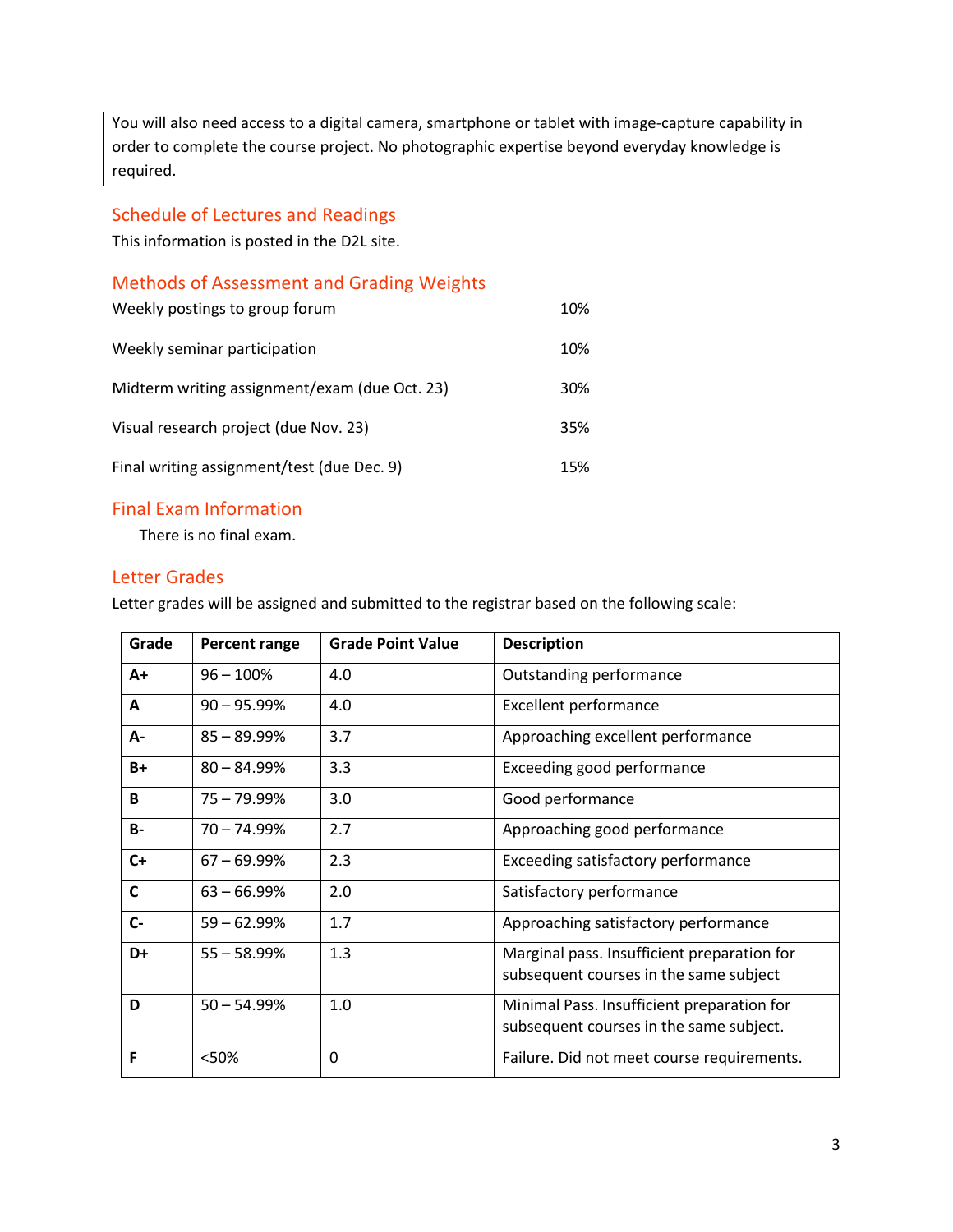You will also need access to a digital camera, smartphone or tablet with image-capture capability in order to complete the course project. No photographic expertise beyond everyday knowledge is required.

## Schedule of Lectures and Readings

This information is posted in the D2L site.

## Methods of Assessment and Grading Weights

| | |
|---|---|
| Weekly postings to group forum | 10% |
| Weekly seminar participation | 10% |
| Midterm writing assignment/exam (due Oct. 23) | 30% |
| Visual research project (due Nov. 23) | 35% |
| Final writing assignment/test (due Dec. 9) | 15% |

## Final Exam Information

There is no final exam.

## Letter Grades

Letter grades will be assigned and submitted to the registrar based on the following scale:

| Grade | Percent range | Grade Point Value | Description |
|---|---|---|---|
| **A+** | 96 – 100% | 4.0 | Outstanding performance |
| **A** | 90 – 95.99% | 4.0 | Excellent performance |
| **A-** | 85 – 89.99% | 3.7 | Approaching excellent performance |
| **B+** | 80 – 84.99% | 3.3 | Exceeding good performance |
| **B** | 75 – 79.99% | 3.0 | Good performance |
| **B-** | 70 – 74.99% | 2.7 | Approaching good performance |
| **C+** | 67 – 69.99% | 2.3 | Exceeding satisfactory performance |
| **C** | 63 – 66.99% | 2.0 | Satisfactory performance |
| **C-** | 59 – 62.99% | 1.7 | Approaching satisfactory performance |
| **D+** | 55 – 58.99% | 1.3 | Marginal pass. Insufficient preparation for subsequent courses in the same subject |
| **D** | 50 – 54.99% | 1.0 | Minimal Pass. Insufficient preparation for subsequent courses in the same subject. |
| **F** | <50% | 0 | Failure. Did not meet course requirements. |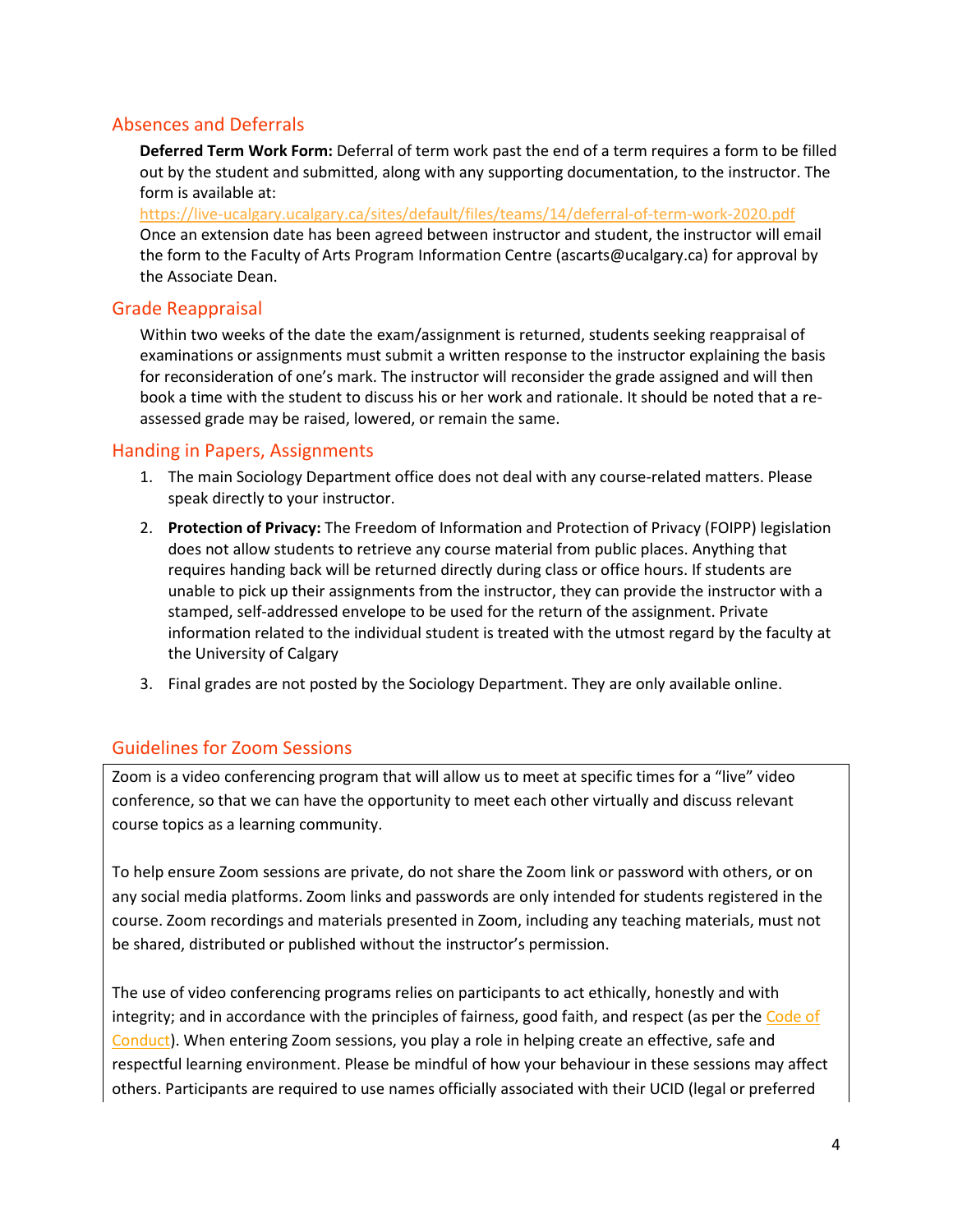## Absences and Deferrals

**Deferred Term Work Form:** Deferral of term work past the end of a term requires a form to be filled out by the student and submitted, along with any supporting documentation, to the instructor. The form is available at:
https://live-ucalgary.ucalgary.ca/sites/default/files/teams/14/deferral-of-term-work-2020.pdf
Once an extension date has been agreed between instructor and student, the instructor will email the form to the Faculty of Arts Program Information Centre (ascarts@ucalgary.ca) for approval by the Associate Dean.

## Grade Reappraisal

Within two weeks of the date the exam/assignment is returned, students seeking reappraisal of examinations or assignments must submit a written response to the instructor explaining the basis for reconsideration of one's mark. The instructor will reconsider the grade assigned and will then book a time with the student to discuss his or her work and rationale. It should be noted that a re-assessed grade may be raised, lowered, or remain the same.

## Handing in Papers, Assignments

1. The main Sociology Department office does not deal with any course-related matters. Please speak directly to your instructor.
2. **Protection of Privacy:** The Freedom of Information and Protection of Privacy (FOIPP) legislation does not allow students to retrieve any course material from public places. Anything that requires handing back will be returned directly during class or office hours. If students are unable to pick up their assignments from the instructor, they can provide the instructor with a stamped, self-addressed envelope to be used for the return of the assignment. Private information related to the individual student is treated with the utmost regard by the faculty at the University of Calgary
3. Final grades are not posted by the Sociology Department. They are only available online.

## Guidelines for Zoom Sessions

Zoom is a video conferencing program that will allow us to meet at specific times for a "live" video conference, so that we can have the opportunity to meet each other virtually and discuss relevant course topics as a learning community.

To help ensure Zoom sessions are private, do not share the Zoom link or password with others, or on any social media platforms. Zoom links and passwords are only intended for students registered in the course. Zoom recordings and materials presented in Zoom, including any teaching materials, must not be shared, distributed or published without the instructor's permission.

The use of video conferencing programs relies on participants to act ethically, honestly and with integrity; and in accordance with the principles of fairness, good faith, and respect (as per the Code of Conduct). When entering Zoom sessions, you play a role in helping create an effective, safe and respectful learning environment. Please be mindful of how your behaviour in these sessions may affect others. Participants are required to use names officially associated with their UCID (legal or preferred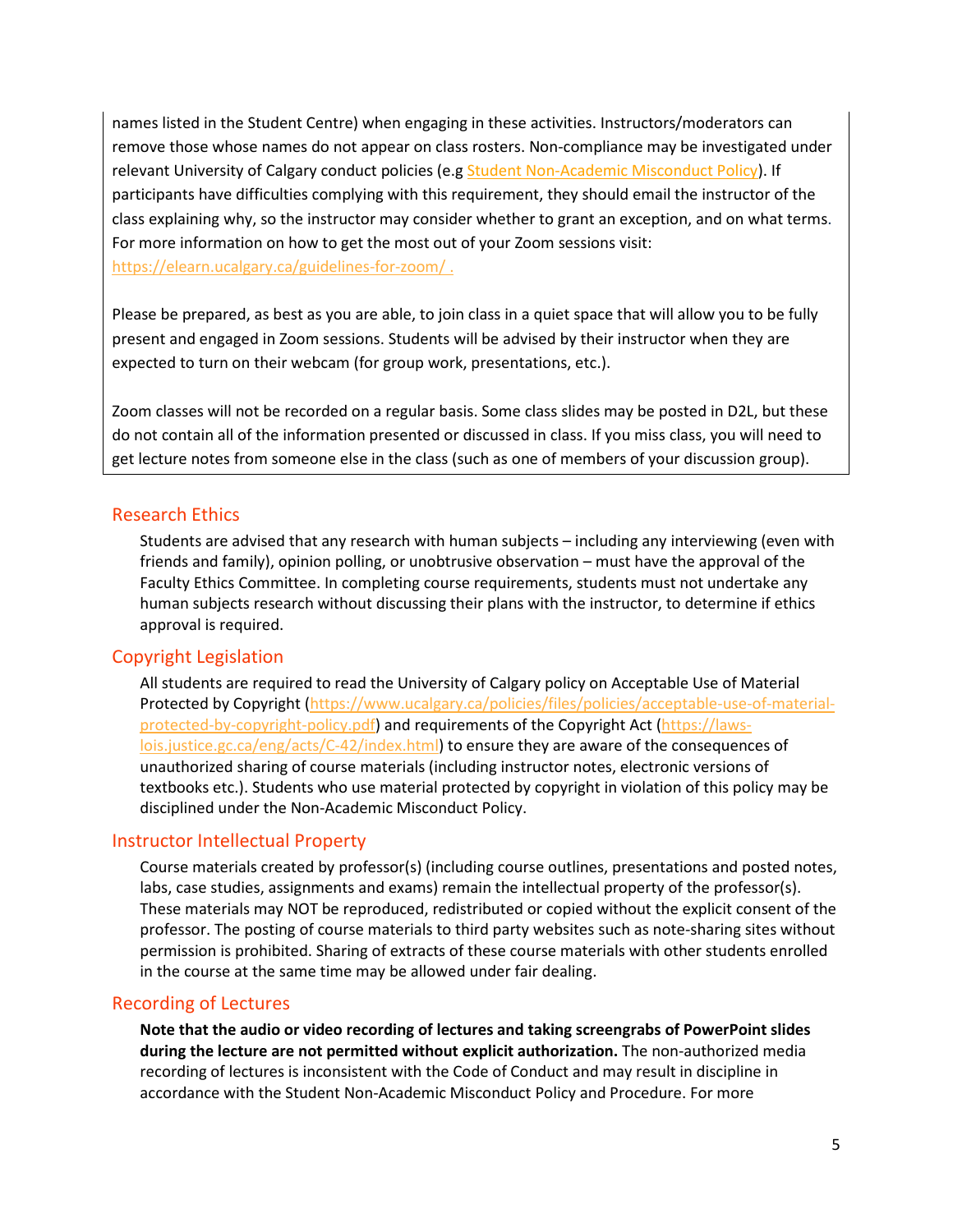names listed in the Student Centre) when engaging in these activities. Instructors/moderators can remove those whose names do not appear on class rosters. Non-compliance may be investigated under relevant University of Calgary conduct policies (e.g Student Non-Academic Misconduct Policy). If participants have difficulties complying with this requirement, they should email the instructor of the class explaining why, so the instructor may consider whether to grant an exception, and on what terms. For more information on how to get the most out of your Zoom sessions visit: https://elearn.ucalgary.ca/guidelines-for-zoom/ .

Please be prepared, as best as you are able, to join class in a quiet space that will allow you to be fully present and engaged in Zoom sessions. Students will be advised by their instructor when they are expected to turn on their webcam (for group work, presentations, etc.).

Zoom classes will not be recorded on a regular basis. Some class slides may be posted in D2L, but these do not contain all of the information presented or discussed in class. If you miss class, you will need to get lecture notes from someone else in the class (such as one of members of your discussion group).

## Research Ethics

Students are advised that any research with human subjects – including any interviewing (even with friends and family), opinion polling, or unobtrusive observation – must have the approval of the Faculty Ethics Committee. In completing course requirements, students must not undertake any human subjects research without discussing their plans with the instructor, to determine if ethics approval is required.

## Copyright Legislation

All students are required to read the University of Calgary policy on Acceptable Use of Material Protected by Copyright (https://www.ucalgary.ca/policies/files/policies/acceptable-use-of-material-protected-by-copyright-policy.pdf) and requirements of the Copyright Act (https://laws-lois.justice.gc.ca/eng/acts/C-42/index.html) to ensure they are aware of the consequences of unauthorized sharing of course materials (including instructor notes, electronic versions of textbooks etc.). Students who use material protected by copyright in violation of this policy may be disciplined under the Non-Academic Misconduct Policy.

## Instructor Intellectual Property

Course materials created by professor(s) (including course outlines, presentations and posted notes, labs, case studies, assignments and exams) remain the intellectual property of the professor(s). These materials may NOT be reproduced, redistributed or copied without the explicit consent of the professor. The posting of course materials to third party websites such as note-sharing sites without permission is prohibited. Sharing of extracts of these course materials with other students enrolled in the course at the same time may be allowed under fair dealing.

## Recording of Lectures

**Note that the audio or video recording of lectures and taking screengrabs of PowerPoint slides during the lecture are not permitted without explicit authorization.** The non-authorized media recording of lectures is inconsistent with the Code of Conduct and may result in discipline in accordance with the Student Non-Academic Misconduct Policy and Procedure. For more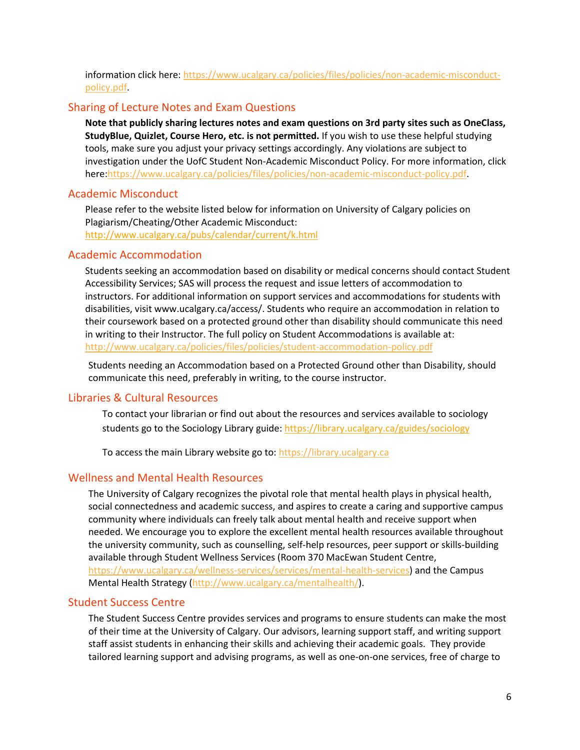information click here: https://www.ucalgary.ca/policies/files/policies/non-academic-misconduct-policy.pdf.

## Sharing of Lecture Notes and Exam Questions

**Note that publicly sharing lectures notes and exam questions on 3rd party sites such as OneClass, StudyBlue, Quizlet, Course Hero, etc. is not permitted.** If you wish to use these helpful studying tools, make sure you adjust your privacy settings accordingly. Any violations are subject to investigation under the UofC Student Non-Academic Misconduct Policy. For more information, click here:https://www.ucalgary.ca/policies/files/policies/non-academic-misconduct-policy.pdf.

## Academic Misconduct

Please refer to the website listed below for information on University of Calgary policies on Plagiarism/Cheating/Other Academic Misconduct:
http://www.ucalgary.ca/pubs/calendar/current/k.html

## Academic Accommodation

Students seeking an accommodation based on disability or medical concerns should contact Student Accessibility Services; SAS will process the request and issue letters of accommodation to instructors. For additional information on support services and accommodations for students with disabilities, visit www.ucalgary.ca/access/. Students who require an accommodation in relation to their coursework based on a protected ground other than disability should communicate this need in writing to their Instructor. The full policy on Student Accommodations is available at:
http://www.ucalgary.ca/policies/files/policies/student-accommodation-policy.pdf

Students needing an Accommodation based on a Protected Ground other than Disability, should communicate this need, preferably in writing, to the course instructor.

## Libraries & Cultural Resources

To contact your librarian or find out about the resources and services available to sociology students go to the Sociology Library guide: https://library.ucalgary.ca/guides/sociology

To access the main Library website go to: https://library.ucalgary.ca

## Wellness and Mental Health Resources

The University of Calgary recognizes the pivotal role that mental health plays in physical health, social connectedness and academic success, and aspires to create a caring and supportive campus community where individuals can freely talk about mental health and receive support when needed. We encourage you to explore the excellent mental health resources available throughout the university community, such as counselling, self-help resources, peer support or skills-building available through Student Wellness Services (Room 370 MacEwan Student Centre, https://www.ucalgary.ca/wellness-services/services/mental-health-services) and the Campus Mental Health Strategy (http://www.ucalgary.ca/mentalhealth/).

## Student Success Centre

The Student Success Centre provides services and programs to ensure students can make the most of their time at the University of Calgary. Our advisors, learning support staff, and writing support staff assist students in enhancing their skills and achieving their academic goals. They provide tailored learning support and advising programs, as well as one-on-one services, free of charge to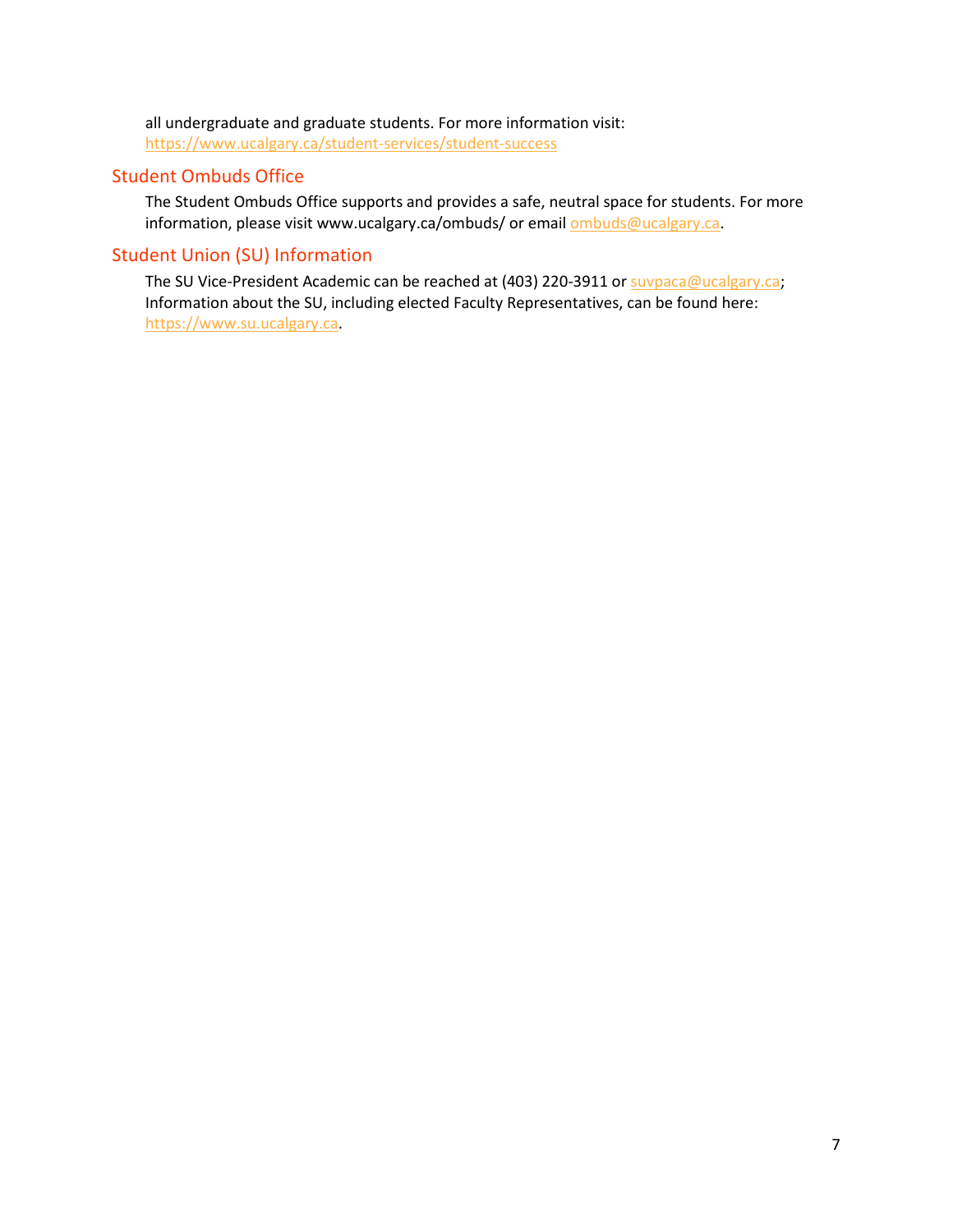all undergraduate and graduate students. For more information visit: https://www.ucalgary.ca/student-services/student-success

## Student Ombuds Office

The Student Ombuds Office supports and provides a safe, neutral space for students. For more information, please visit www.ucalgary.ca/ombuds/ or email ombuds@ucalgary.ca.

## Student Union (SU) Information

The SU Vice-President Academic can be reached at (403) 220-3911 or suvpaca@ucalgary.ca; Information about the SU, including elected Faculty Representatives, can be found here: https://www.su.ucalgary.ca.